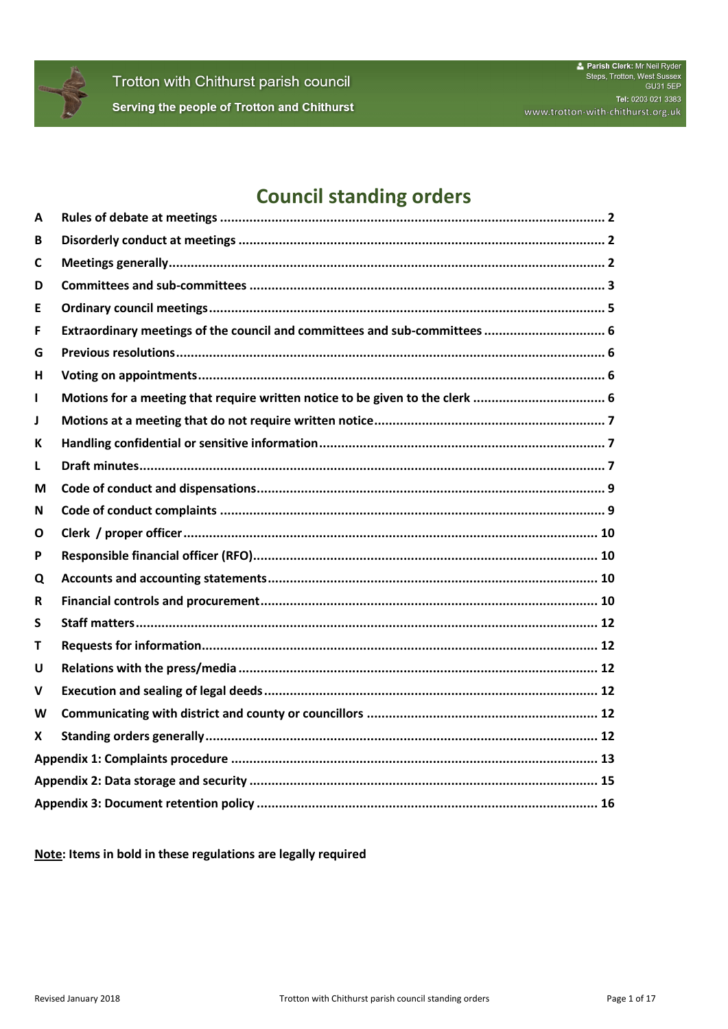Trotton with Chithurst parish council

Serving the people of Trotton and Chithurst

**Parish Clerk:** Mr Neil Ryder
Steps, Trotton, West Sussex
GU31 5EP
**Tel:** 0203 021 3383
www.trotton-with-chithurst.org.uk

# Council standing orders

| | | |
|---|---|---|
| **A** | **Rules of debate at meetings** | **2** |
| **B** | **Disorderly conduct at meetings** | **2** |
| **C** | **Meetings generally** | **2** |
| **D** | **Committees and sub-committees** | **3** |
| **E** | **Ordinary council meetings** | **5** |
| **F** | **Extraordinary meetings of the council and committees and sub-committees** | **6** |
| **G** | **Previous resolutions** | **6** |
| **H** | **Voting on appointments** | **6** |
| **I** | **Motions for a meeting that require written notice to be given to the clerk** | **6** |
| **J** | **Motions at a meeting that do not require written notice** | **7** |
| **K** | **Handling confidential or sensitive information** | **7** |
| **L** | **Draft minutes** | **7** |
| **M** | **Code of conduct and dispensations** | **9** |
| **N** | **Code of conduct complaints** | **9** |
| **O** | **Clerk / proper officer** | **10** |
| **P** | **Responsible financial officer (RFO)** | **10** |
| **Q** | **Accounts and accounting statements** | **10** |
| **R** | **Financial controls and procurement** | **10** |
| **S** | **Staff matters** | **12** |
| **T** | **Requests for information** | **12** |
| **U** | **Relations with the press/media** | **12** |
| **V** | **Execution and sealing of legal deeds** | **12** |
| **W** | **Communicating with district and county or councillors** | **12** |
| **X** | **Standing orders generally** | **12** |
| **Appendix 1: Complaints procedure** | | **13** |
| **Appendix 2: Data storage and security** | | **15** |
| **Appendix 3: Document retention policy** | | **16** |

**Note: Items in bold in these regulations are legally required**

Revised January 2018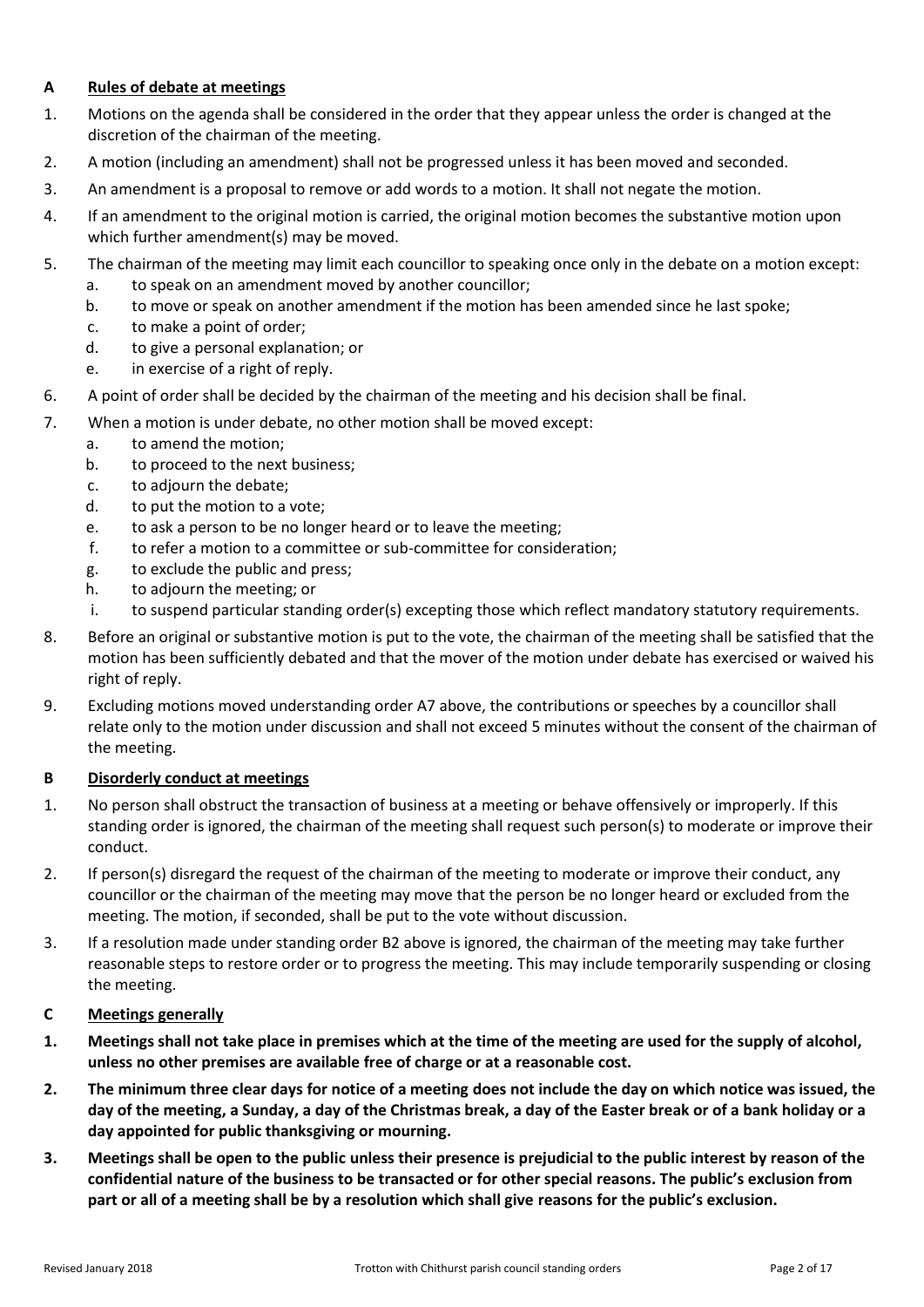## A Rules of debate at meetings

1. Motions on the agenda shall be considered in the order that they appear unless the order is changed at the discretion of the chairman of the meeting.
2. A motion (including an amendment) shall not be progressed unless it has been moved and seconded.
3. An amendment is a proposal to remove or add words to a motion. It shall not negate the motion.
4. If an amendment to the original motion is carried, the original motion becomes the substantive motion upon which further amendment(s) may be moved.
5. The chairman of the meeting may limit each councillor to speaking once only in the debate on a motion except:
   a. to speak on an amendment moved by another councillor;
   b. to move or speak on another amendment if the motion has been amended since he last spoke;
   c. to make a point of order;
   d. to give a personal explanation; or
   e. in exercise of a right of reply.
6. A point of order shall be decided by the chairman of the meeting and his decision shall be final.
7. When a motion is under debate, no other motion shall be moved except:
   a. to amend the motion;
   b. to proceed to the next business;
   c. to adjourn the debate;
   d. to put the motion to a vote;
   e. to ask a person to be no longer heard or to leave the meeting;
   f. to refer a motion to a committee or sub-committee for consideration;
   g. to exclude the public and press;
   h. to adjourn the meeting; or
   i. to suspend particular standing order(s) excepting those which reflect mandatory statutory requirements.
8. Before an original or substantive motion is put to the vote, the chairman of the meeting shall be satisfied that the motion has been sufficiently debated and that the mover of the motion under debate has exercised or waived his right of reply.
9. Excluding motions moved understanding order A7 above, the contributions or speeches by a councillor shall relate only to the motion under discussion and shall not exceed 5 minutes without the consent of the chairman of the meeting.

## B Disorderly conduct at meetings

1. No person shall obstruct the transaction of business at a meeting or behave offensively or improperly. If this standing order is ignored, the chairman of the meeting shall request such person(s) to moderate or improve their conduct.
2. If person(s) disregard the request of the chairman of the meeting to moderate or improve their conduct, any councillor or the chairman of the meeting may move that the person be no longer heard or excluded from the meeting. The motion, if seconded, shall be put to the vote without discussion.
3. If a resolution made under standing order B2 above is ignored, the chairman of the meeting may take further reasonable steps to restore order or to progress the meeting. This may include temporarily suspending or closing the meeting.

## C Meetings generally

1. **Meetings shall not take place in premises which at the time of the meeting are used for the supply of alcohol, unless no other premises are available free of charge or at a reasonable cost.**
2. **The minimum three clear days for notice of a meeting does not include the day on which notice was issued, the day of the meeting, a Sunday, a day of the Christmas break, a day of the Easter break or of a bank holiday or a day appointed for public thanksgiving or mourning.**
3. **Meetings shall be open to the public unless their presence is prejudicial to the public interest by reason of the confidential nature of the business to be transacted or for other special reasons. The public's exclusion from part or all of a meeting shall be by a resolution which shall give reasons for the public's exclusion.**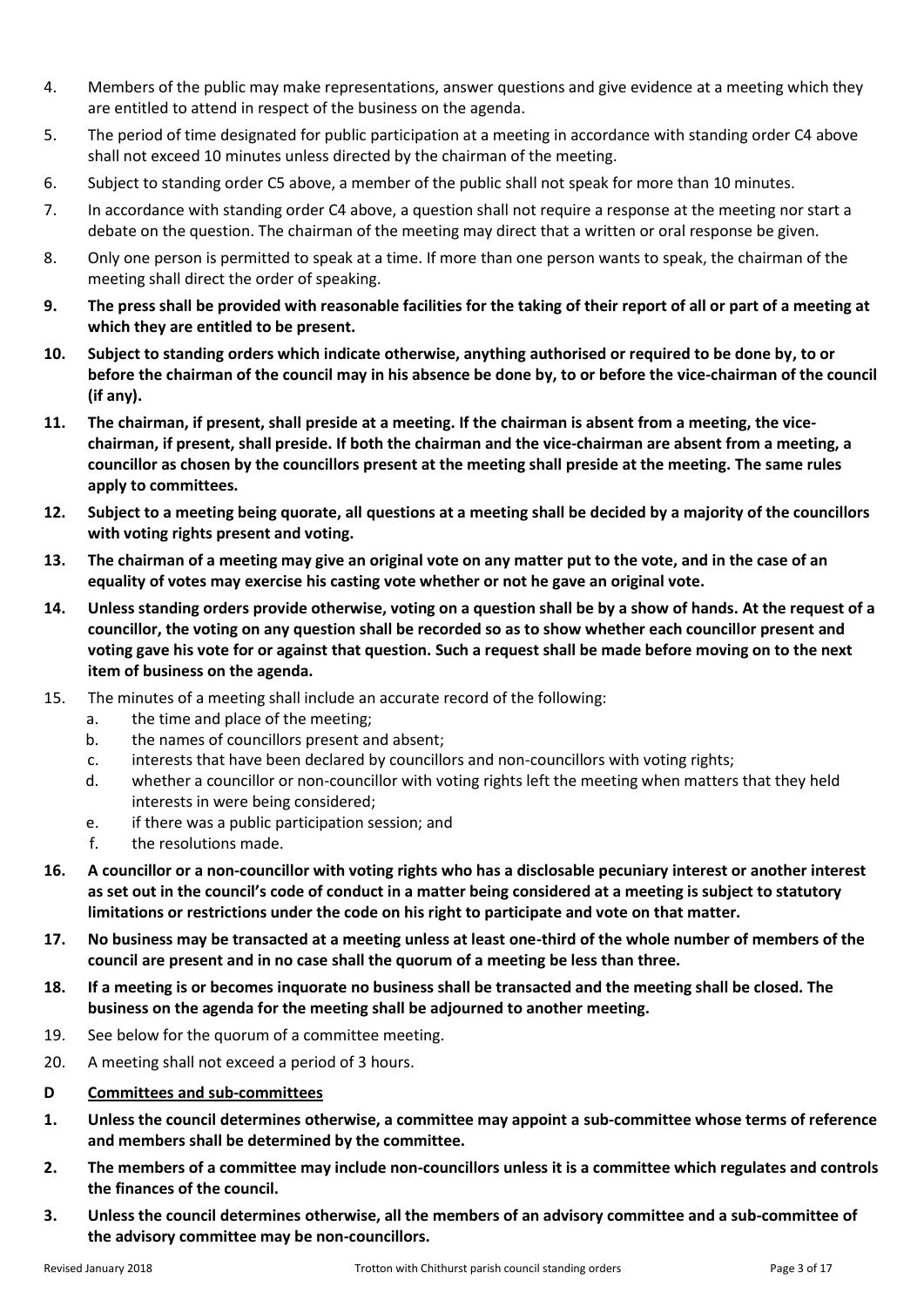4. Members of the public may make representations, answer questions and give evidence at a meeting which they are entitled to attend in respect of the business on the agenda.

5. The period of time designated for public participation at a meeting in accordance with standing order C4 above shall not exceed 10 minutes unless directed by the chairman of the meeting.

6. Subject to standing order C5 above, a member of the public shall not speak for more than 10 minutes.

7. In accordance with standing order C4 above, a question shall not require a response at the meeting nor start a debate on the question. The chairman of the meeting may direct that a written or oral response be given.

8. Only one person is permitted to speak at a time. If more than one person wants to speak, the chairman of the meeting shall direct the order of speaking.

**9. The press shall be provided with reasonable facilities for the taking of their report of all or part of a meeting at which they are entitled to be present.**

**10. Subject to standing orders which indicate otherwise, anything authorised or required to be done by, to or before the chairman of the council may in his absence be done by, to or before the vice-chairman of the council (if any).**

**11. The chairman, if present, shall preside at a meeting. If the chairman is absent from a meeting, the vice-chairman, if present, shall preside. If both the chairman and the vice-chairman are absent from a meeting, a councillor as chosen by the councillors present at the meeting shall preside at the meeting. The same rules apply to committees.**

**12. Subject to a meeting being quorate, all questions at a meeting shall be decided by a majority of the councillors with voting rights present and voting.**

**13. The chairman of a meeting may give an original vote on any matter put to the vote, and in the case of an equality of votes may exercise his casting vote whether or not he gave an original vote.**

**14. Unless standing orders provide otherwise, voting on a question shall be by a show of hands. At the request of a councillor, the voting on any question shall be recorded so as to show whether each councillor present and voting gave his vote for or against that question. Such a request shall be made before moving on to the next item of business on the agenda.**

15. The minutes of a meeting shall include an accurate record of the following:
    a. the time and place of the meeting;
    b. the names of councillors present and absent;
    c. interests that have been declared by councillors and non-councillors with voting rights;
    d. whether a councillor or non-councillor with voting rights left the meeting when matters that they held interests in were being considered;
    e. if there was a public participation session; and
    f. the resolutions made.

**16. A councillor or a non-councillor with voting rights who has a disclosable pecuniary interest or another interest as set out in the council's code of conduct in a matter being considered at a meeting is subject to statutory limitations or restrictions under the code on his right to participate and vote on that matter.**

**17. No business may be transacted at a meeting unless at least one-third of the whole number of members of the council are present and in no case shall the quorum of a meeting be less than three.**

**18. If a meeting is or becomes inquorate no business shall be transacted and the meeting shall be closed. The business on the agenda for the meeting shall be adjourned to another meeting.**

19. See below for the quorum of a committee meeting.

20. A meeting shall not exceed a period of 3 hours.

**D <u>Committees and sub-committees</u>**

**1. Unless the council determines otherwise, a committee may appoint a sub-committee whose terms of reference and members shall be determined by the committee.**

**2. The members of a committee may include non-councillors unless it is a committee which regulates and controls the finances of the council.**

**3. Unless the council determines otherwise, all the members of an advisory committee and a sub-committee of the advisory committee may be non-councillors.**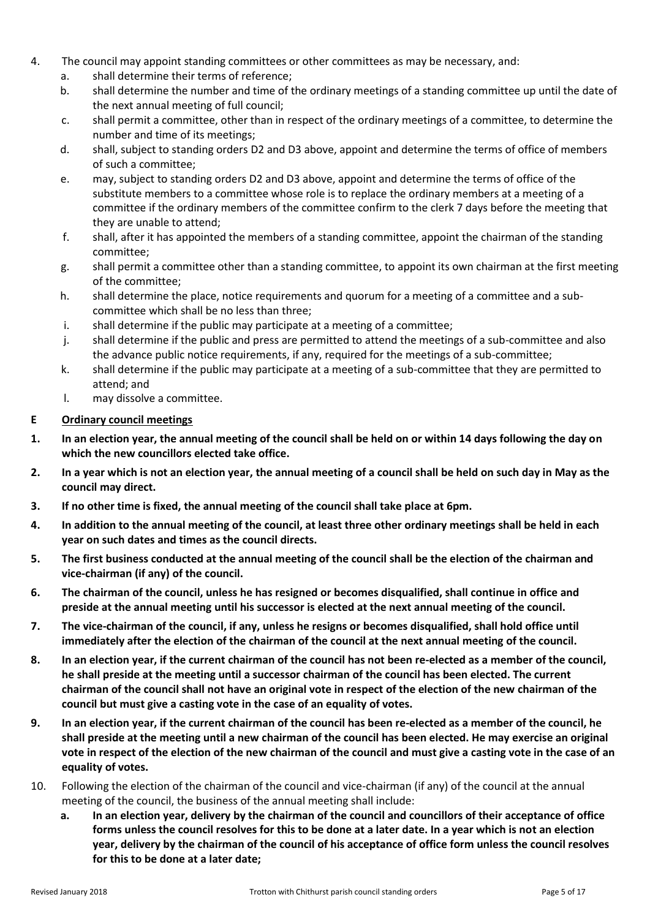4. The council may appoint standing committees or other committees as may be necessary, and:
   a. shall determine their terms of reference;
   b. shall determine the number and time of the ordinary meetings of a standing committee up until the date of the next annual meeting of full council;
   c. shall permit a committee, other than in respect of the ordinary meetings of a committee, to determine the number and time of its meetings;
   d. shall, subject to standing orders D2 and D3 above, appoint and determine the terms of office of members of such a committee;
   e. may, subject to standing orders D2 and D3 above, appoint and determine the terms of office of the substitute members to a committee whose role is to replace the ordinary members at a meeting of a committee if the ordinary members of the committee confirm to the clerk 7 days before the meeting that they are unable to attend;
   f. shall, after it has appointed the members of a standing committee, appoint the chairman of the standing committee;
   g. shall permit a committee other than a standing committee, to appoint its own chairman at the first meeting of the committee;
   h. shall determine the place, notice requirements and quorum for a meeting of a committee and a sub-committee which shall be no less than three;
   i. shall determine if the public may participate at a meeting of a committee;
   j. shall determine if the public and press are permitted to attend the meetings of a sub-committee and also the advance public notice requirements, if any, required for the meetings of a sub-committee;
   k. shall determine if the public may participate at a meeting of a sub-committee that they are permitted to attend; and
   l. may dissolve a committee.

## E Ordinary council meetings

1. **In an election year, the annual meeting of the council shall be held on or within 14 days following the day on which the new councillors elected take office.**
2. **In a year which is not an election year, the annual meeting of a council shall be held on such day in May as the council may direct.**
3. **If no other time is fixed, the annual meeting of the council shall take place at 6pm.**
4. **In addition to the annual meeting of the council, at least three other ordinary meetings shall be held in each year on such dates and times as the council directs.**
5. **The first business conducted at the annual meeting of the council shall be the election of the chairman and vice-chairman (if any) of the council.**
6. **The chairman of the council, unless he has resigned or becomes disqualified, shall continue in office and preside at the annual meeting until his successor is elected at the next annual meeting of the council.**
7. **The vice-chairman of the council, if any, unless he resigns or becomes disqualified, shall hold office until immediately after the election of the chairman of the council at the next annual meeting of the council.**
8. **In an election year, if the current chairman of the council has not been re-elected as a member of the council, he shall preside at the meeting until a successor chairman of the council has been elected. The current chairman of the council shall not have an original vote in respect of the election of the new chairman of the council but must give a casting vote in the case of an equality of votes.**
9. **In an election year, if the current chairman of the council has been re-elected as a member of the council, he shall preside at the meeting until a new chairman of the council has been elected. He may exercise an original vote in respect of the election of the new chairman of the council and must give a casting vote in the case of an equality of votes.**
10. Following the election of the chairman of the council and vice-chairman (if any) of the council at the annual meeting of the council, the business of the annual meeting shall include:
    a. **In an election year, delivery by the chairman of the council and councillors of their acceptance of office forms unless the council resolves for this to be done at a later date. In a year which is not an election year, delivery by the chairman of the council of his acceptance of office form unless the council resolves for this to be done at a later date;**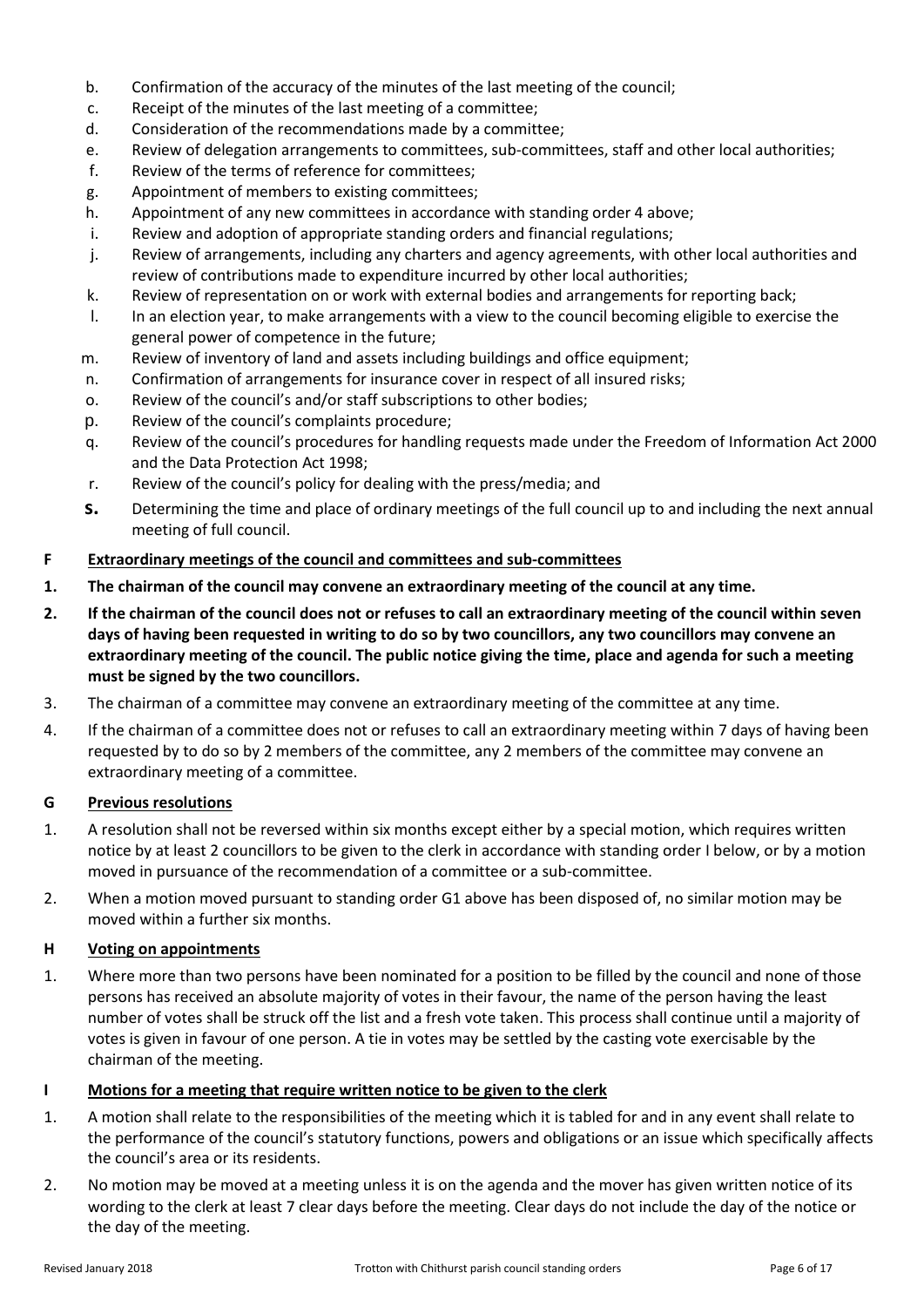b. Confirmation of the accuracy of the minutes of the last meeting of the council;
c. Receipt of the minutes of the last meeting of a committee;
d. Consideration of the recommendations made by a committee;
e. Review of delegation arrangements to committees, sub-committees, staff and other local authorities;
f. Review of the terms of reference for committees;
g. Appointment of members to existing committees;
h. Appointment of any new committees in accordance with standing order 4 above;
i. Review and adoption of appropriate standing orders and financial regulations;
j. Review of arrangements, including any charters and agency agreements, with other local authorities and review of contributions made to expenditure incurred by other local authorities;
k. Review of representation on or work with external bodies and arrangements for reporting back;
l. In an election year, to make arrangements with a view to the council becoming eligible to exercise the general power of competence in the future;
m. Review of inventory of land and assets including buildings and office equipment;
n. Confirmation of arrangements for insurance cover in respect of all insured risks;
o. Review of the council's and/or staff subscriptions to other bodies;
p. Review of the council's complaints procedure;
q. Review of the council's procedures for handling requests made under the Freedom of Information Act 2000 and the Data Protection Act 1998;
r. Review of the council's policy for dealing with the press/media; and
s. Determining the time and place of ordinary meetings of the full council up to and including the next annual meeting of full council.

## F Extraordinary meetings of the council and committees and sub-committees

**1. The chairman of the council may convene an extraordinary meeting of the council at any time.**

**2. If the chairman of the council does not or refuses to call an extraordinary meeting of the council within seven days of having been requested in writing to do so by two councillors, any two councillors may convene an extraordinary meeting of the council. The public notice giving the time, place and agenda for such a meeting must be signed by the two councillors.**

3. The chairman of a committee may convene an extraordinary meeting of the committee at any time.

4. If the chairman of a committee does not or refuses to call an extraordinary meeting within 7 days of having been requested by to do so by 2 members of the committee, any 2 members of the committee may convene an extraordinary meeting of a committee.

## G Previous resolutions

1. A resolution shall not be reversed within six months except either by a special motion, which requires written notice by at least 2 councillors to be given to the clerk in accordance with standing order I below, or by a motion moved in pursuance of the recommendation of a committee or a sub-committee.

2. When a motion moved pursuant to standing order G1 above has been disposed of, no similar motion may be moved within a further six months.

## H Voting on appointments

1. Where more than two persons have been nominated for a position to be filled by the council and none of those persons has received an absolute majority of votes in their favour, the name of the person having the least number of votes shall be struck off the list and a fresh vote taken. This process shall continue until a majority of votes is given in favour of one person. A tie in votes may be settled by the casting vote exercisable by the chairman of the meeting.

## I Motions for a meeting that require written notice to be given to the clerk

1. A motion shall relate to the responsibilities of the meeting which it is tabled for and in any event shall relate to the performance of the council's statutory functions, powers and obligations or an issue which specifically affects the council's area or its residents.

2. No motion may be moved at a meeting unless it is on the agenda and the mover has given written notice of its wording to the clerk at least 7 clear days before the meeting. Clear days do not include the day of the notice or the day of the meeting.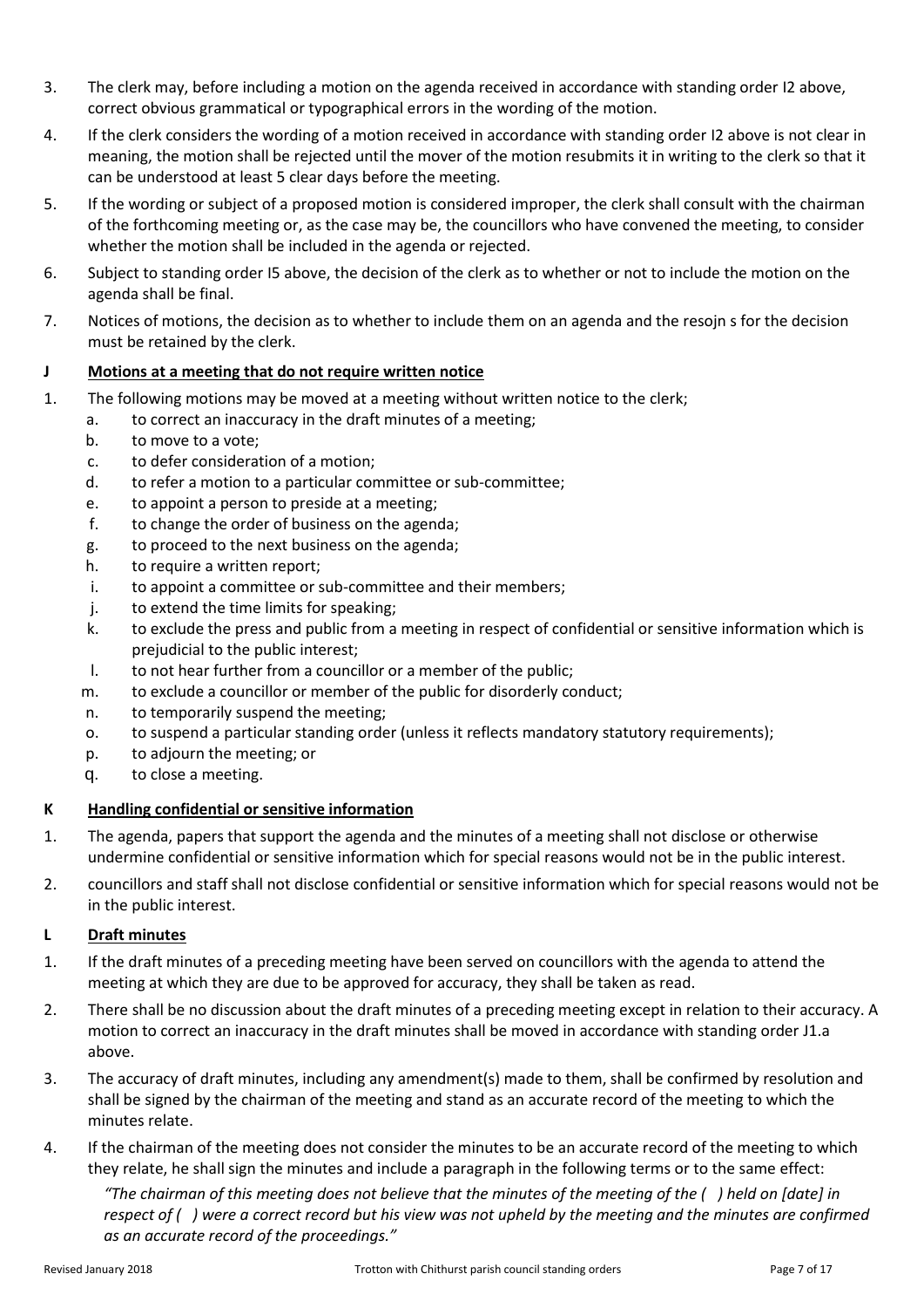3. The clerk may, before including a motion on the agenda received in accordance with standing order I2 above, correct obvious grammatical or typographical errors in the wording of the motion.
4. If the clerk considers the wording of a motion received in accordance with standing order I2 above is not clear in meaning, the motion shall be rejected until the mover of the motion resubmits it in writing to the clerk so that it can be understood at least 5 clear days before the meeting.
5. If the wording or subject of a proposed motion is considered improper, the clerk shall consult with the chairman of the forthcoming meeting or, as the case may be, the councillors who have convened the meeting, to consider whether the motion shall be included in the agenda or rejected.
6. Subject to standing order I5 above, the decision of the clerk as to whether or not to include the motion on the agenda shall be final.
7. Notices of motions, the decision as to whether to include them on an agenda and the resojn s for the decision must be retained by the clerk.

## J Motions at a meeting that do not require written notice

1. The following motions may be moved at a meeting without written notice to the clerk;
   a. to correct an inaccuracy in the draft minutes of a meeting;
   b. to move to a vote;
   c. to defer consideration of a motion;
   d. to refer a motion to a particular committee or sub-committee;
   e. to appoint a person to preside at a meeting;
   f. to change the order of business on the agenda;
   g. to proceed to the next business on the agenda;
   h. to require a written report;
   i. to appoint a committee or sub-committee and their members;
   j. to extend the time limits for speaking;
   k. to exclude the press and public from a meeting in respect of confidential or sensitive information which is prejudicial to the public interest;
   l. to not hear further from a councillor or a member of the public;
   m. to exclude a councillor or member of the public for disorderly conduct;
   n. to temporarily suspend the meeting;
   o. to suspend a particular standing order (unless it reflects mandatory statutory requirements);
   p. to adjourn the meeting; or
   q. to close a meeting.

## K Handling confidential or sensitive information

1. The agenda, papers that support the agenda and the minutes of a meeting shall not disclose or otherwise undermine confidential or sensitive information which for special reasons would not be in the public interest.
2. councillors and staff shall not disclose confidential or sensitive information which for special reasons would not be in the public interest.

## L Draft minutes

1. If the draft minutes of a preceding meeting have been served on councillors with the agenda to attend the meeting at which they are due to be approved for accuracy, they shall be taken as read.
2. There shall be no discussion about the draft minutes of a preceding meeting except in relation to their accuracy. A motion to correct an inaccuracy in the draft minutes shall be moved in accordance with standing order J1.a above.
3. The accuracy of draft minutes, including any amendment(s) made to them, shall be confirmed by resolution and shall be signed by the chairman of the meeting and stand as an accurate record of the meeting to which the minutes relate.
4. If the chairman of the meeting does not consider the minutes to be an accurate record of the meeting to which they relate, he shall sign the minutes and include a paragraph in the following terms or to the same effect:

   *"The chairman of this meeting does not believe that the minutes of the meeting of the ( ) held on [date] in respect of ( ) were a correct record but his view was not upheld by the meeting and the minutes are confirmed as an accurate record of the proceedings."*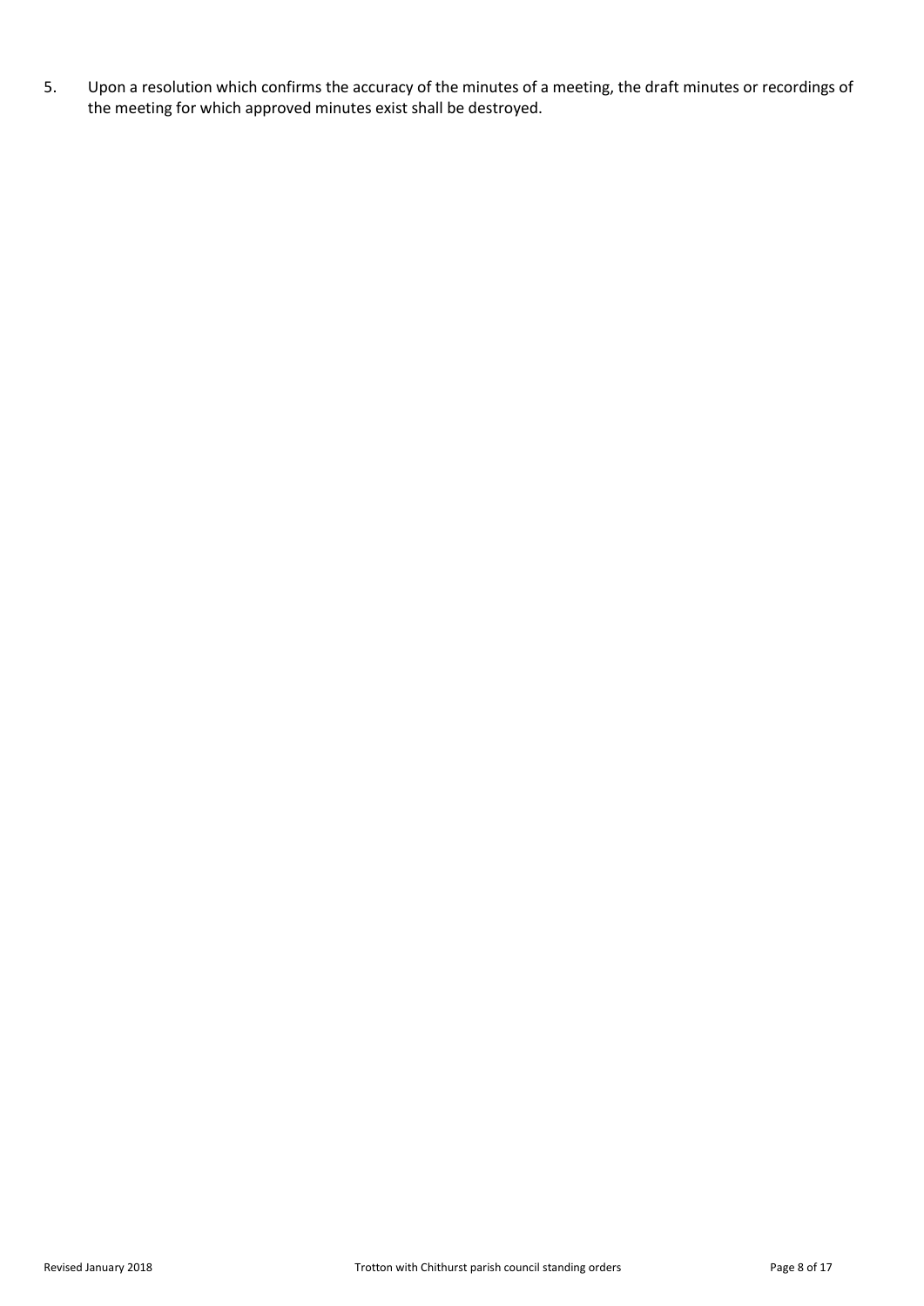5. Upon a resolution which confirms the accuracy of the minutes of a meeting, the draft minutes or recordings of the meeting for which approved minutes exist shall be destroyed.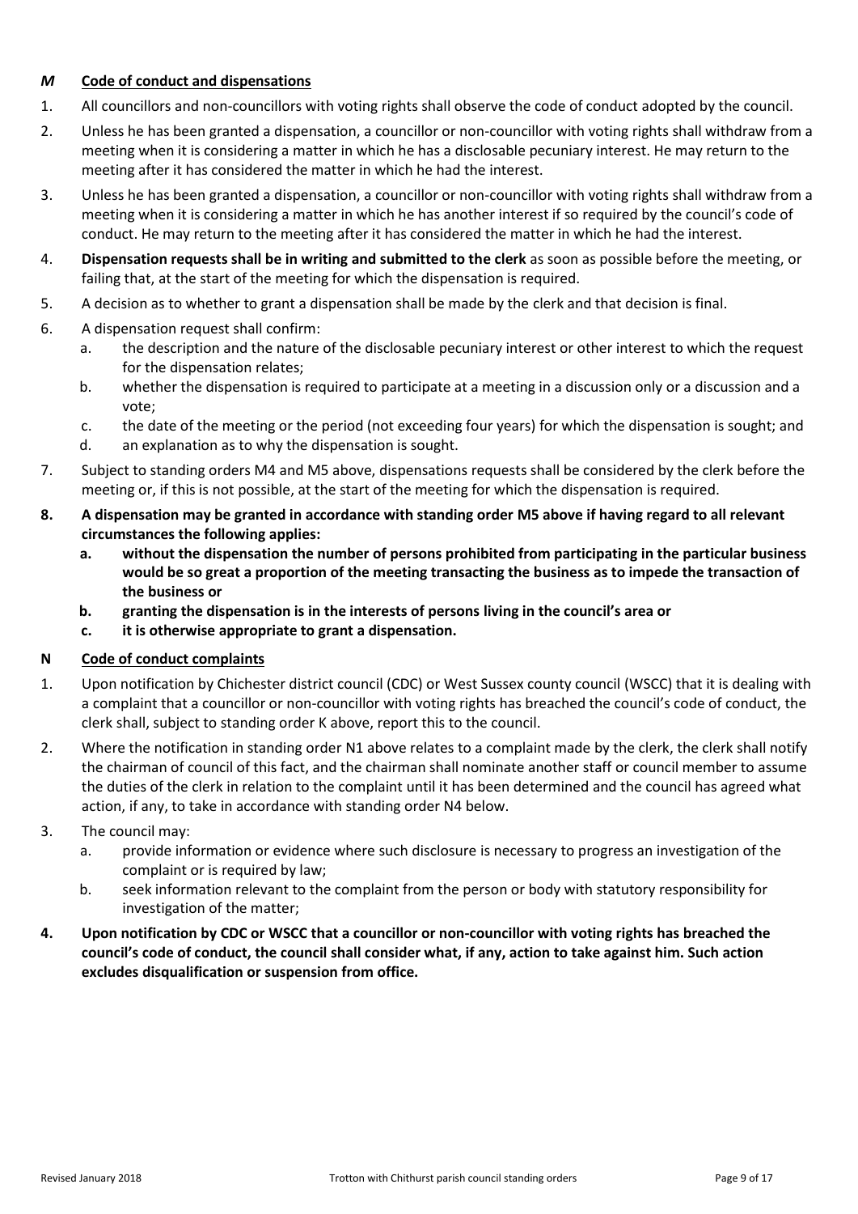## *M* Code of conduct and dispensations

1. All councillors and non-councillors with voting rights shall observe the code of conduct adopted by the council.
2. Unless he has been granted a dispensation, a councillor or non-councillor with voting rights shall withdraw from a meeting when it is considering a matter in which he has a disclosable pecuniary interest. He may return to the meeting after it has considered the matter in which he had the interest.
3. Unless he has been granted a dispensation, a councillor or non-councillor with voting rights shall withdraw from a meeting when it is considering a matter in which he has another interest if so required by the council's code of conduct. He may return to the meeting after it has considered the matter in which he had the interest.
4. **Dispensation requests shall be in writing and submitted to the clerk** as soon as possible before the meeting, or failing that, at the start of the meeting for which the dispensation is required.
5. A decision as to whether to grant a dispensation shall be made by the clerk and that decision is final.
6. A dispensation request shall confirm:
   a. the description and the nature of the disclosable pecuniary interest or other interest to which the request for the dispensation relates;
   b. whether the dispensation is required to participate at a meeting in a discussion only or a discussion and a vote;
   c. the date of the meeting or the period (not exceeding four years) for which the dispensation is sought; and
   d. an explanation as to why the dispensation is sought.
7. Subject to standing orders M4 and M5 above, dispensations requests shall be considered by the clerk before the meeting or, if this is not possible, at the start of the meeting for which the dispensation is required.
8. **A dispensation may be granted in accordance with standing order M5 above if having regard to all relevant circumstances the following applies:**
   **a. without the dispensation the number of persons prohibited from participating in the particular business would be so great a proportion of the meeting transacting the business as to impede the transaction of the business or**
   **b. granting the dispensation is in the interests of persons living in the council's area or**
   **c. it is otherwise appropriate to grant a dispensation.**

## N Code of conduct complaints

1. Upon notification by Chichester district council (CDC) or West Sussex county council (WSCC) that it is dealing with a complaint that a councillor or non-councillor with voting rights has breached the council's code of conduct, the clerk shall, subject to standing order K above, report this to the council.
2. Where the notification in standing order N1 above relates to a complaint made by the clerk, the clerk shall notify the chairman of council of this fact, and the chairman shall nominate another staff or council member to assume the duties of the clerk in relation to the complaint until it has been determined and the council has agreed what action, if any, to take in accordance with standing order N4 below.
3. The council may:
   a. provide information or evidence where such disclosure is necessary to progress an investigation of the complaint or is required by law;
   b. seek information relevant to the complaint from the person or body with statutory responsibility for investigation of the matter;
4. **Upon notification by CDC or WSCC that a councillor or non-councillor with voting rights has breached the council's code of conduct, the council shall consider what, if any, action to take against him. Such action excludes disqualification or suspension from office.**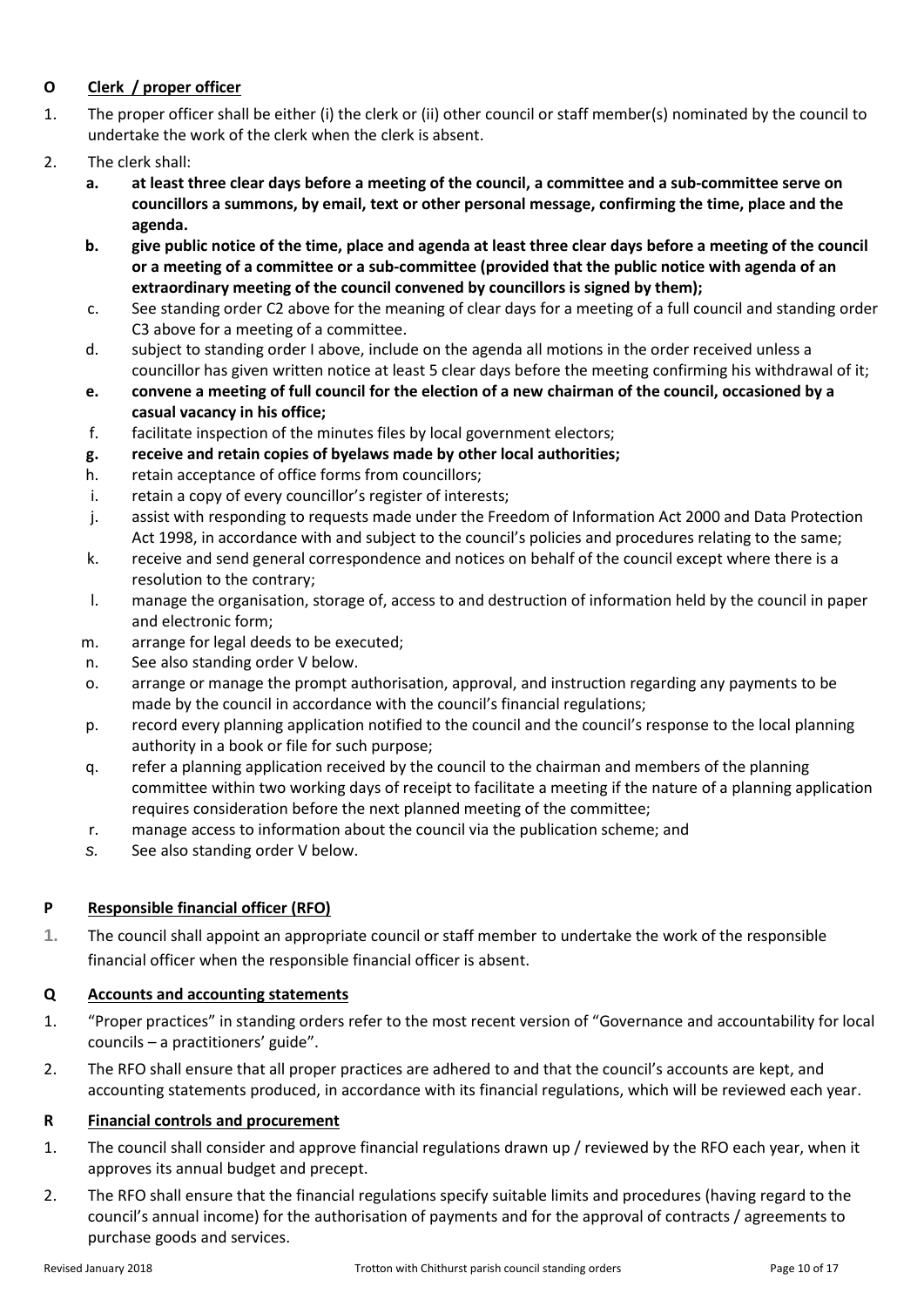## O Clerk / proper officer

1. The proper officer shall be either (i) the clerk or (ii) other council or staff member(s) nominated by the council to undertake the work of the clerk when the clerk is absent.
2. The clerk shall:
   a. **at least three clear days before a meeting of the council, a committee and a sub-committee serve on councillors a summons, by email, text or other personal message, confirming the time, place and the agenda.**
   b. **give public notice of the time, place and agenda at least three clear days before a meeting of the council or a meeting of a committee or a sub-committee (provided that the public notice with agenda of an extraordinary meeting of the council convened by councillors is signed by them);**
   c. See standing order C2 above for the meaning of clear days for a meeting of a full council and standing order C3 above for a meeting of a committee.
   d. subject to standing order I above, include on the agenda all motions in the order received unless a councillor has given written notice at least 5 clear days before the meeting confirming his withdrawal of it;
   e. **convene a meeting of full council for the election of a new chairman of the council, occasioned by a casual vacancy in his office;**
   f. facilitate inspection of the minutes files by local government electors;
   g. **receive and retain copies of byelaws made by other local authorities;**
   h. retain acceptance of office forms from councillors;
   i. retain a copy of every councillor's register of interests;
   j. assist with responding to requests made under the Freedom of Information Act 2000 and Data Protection Act 1998, in accordance with and subject to the council's policies and procedures relating to the same;
   k. receive and send general correspondence and notices on behalf of the council except where there is a resolution to the contrary;
   l. manage the organisation, storage of, access to and destruction of information held by the council in paper and electronic form;
   m. arrange for legal deeds to be executed;
   n. See also standing order V below.
   o. arrange or manage the prompt authorisation, approval, and instruction regarding any payments to be made by the council in accordance with the council's financial regulations;
   p. record every planning application notified to the council and the council's response to the local planning authority in a book or file for such purpose;
   q. refer a planning application received by the council to the chairman and members of the planning committee within two working days of receipt to facilitate a meeting if the nature of a planning application requires consideration before the next planned meeting of the committee;
   r. manage access to information about the council via the publication scheme; and
   s. See also standing order V below.

## P Responsible financial officer (RFO)

1. The council shall appoint an appropriate council or staff member to undertake the work of the responsible financial officer when the responsible financial officer is absent.

## Q Accounts and accounting statements

1. "Proper practices" in standing orders refer to the most recent version of "Governance and accountability for local councils – a practitioners' guide".
2. The RFO shall ensure that all proper practices are adhered to and that the council's accounts are kept, and accounting statements produced, in accordance with its financial regulations, which will be reviewed each year.

## R Financial controls and procurement

1. The council shall consider and approve financial regulations drawn up / reviewed by the RFO each year, when it approves its annual budget and precept.
2. The RFO shall ensure that the financial regulations specify suitable limits and procedures (having regard to the council's annual income) for the authorisation of payments and for the approval of contracts / agreements to purchase goods and services.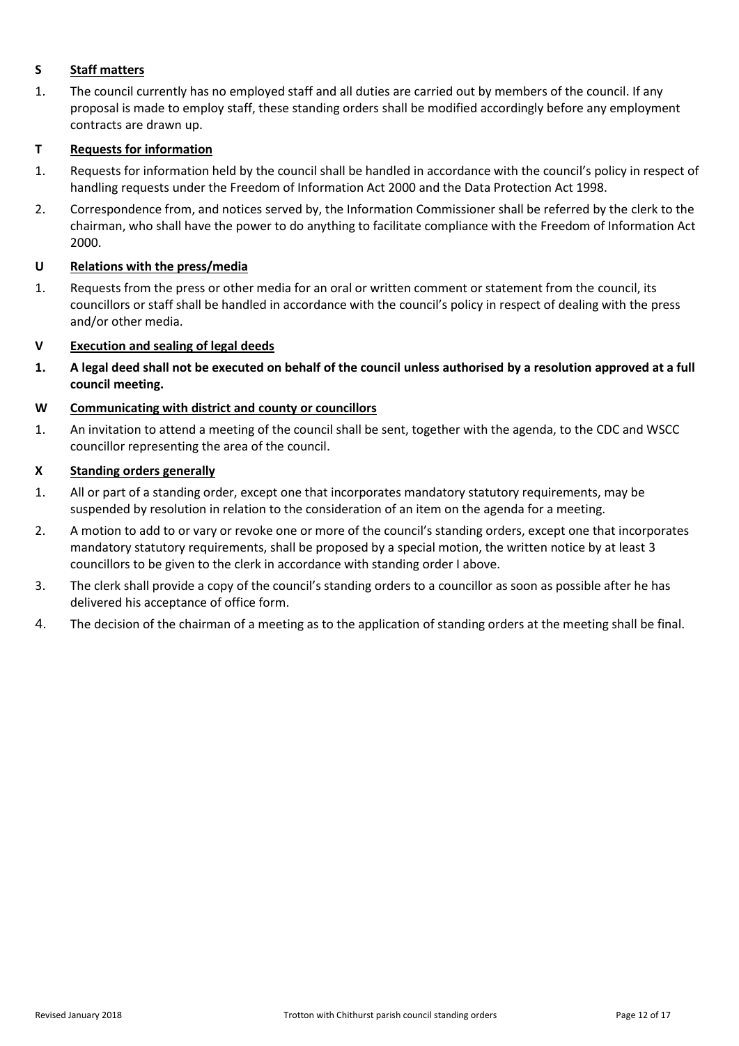## S Staff matters

1. The council currently has no employed staff and all duties are carried out by members of the council. If any proposal is made to employ staff, these standing orders shall be modified accordingly before any employment contracts are drawn up.

## T Requests for information

1. Requests for information held by the council shall be handled in accordance with the council's policy in respect of handling requests under the Freedom of Information Act 2000 and the Data Protection Act 1998.
2. Correspondence from, and notices served by, the Information Commissioner shall be referred by the clerk to the chairman, who shall have the power to do anything to facilitate compliance with the Freedom of Information Act 2000.

## U Relations with the press/media

1. Requests from the press or other media for an oral or written comment or statement from the council, its councillors or staff shall be handled in accordance with the council's policy in respect of dealing with the press and/or other media.

## V Execution and sealing of legal deeds

1. **A legal deed shall not be executed on behalf of the council unless authorised by a resolution approved at a full council meeting.**

## W Communicating with district and county or councillors

1. An invitation to attend a meeting of the council shall be sent, together with the agenda, to the CDC and WSCC councillor representing the area of the council.

## X Standing orders generally

1. All or part of a standing order, except one that incorporates mandatory statutory requirements, may be suspended by resolution in relation to the consideration of an item on the agenda for a meeting.
2. A motion to add to or vary or revoke one or more of the council's standing orders, except one that incorporates mandatory statutory requirements, shall be proposed by a special motion, the written notice by at least 3 councillors to be given to the clerk in accordance with standing order I above.
3. The clerk shall provide a copy of the council's standing orders to a councillor as soon as possible after he has delivered his acceptance of office form.
4. The decision of the chairman of a meeting as to the application of standing orders at the meeting shall be final.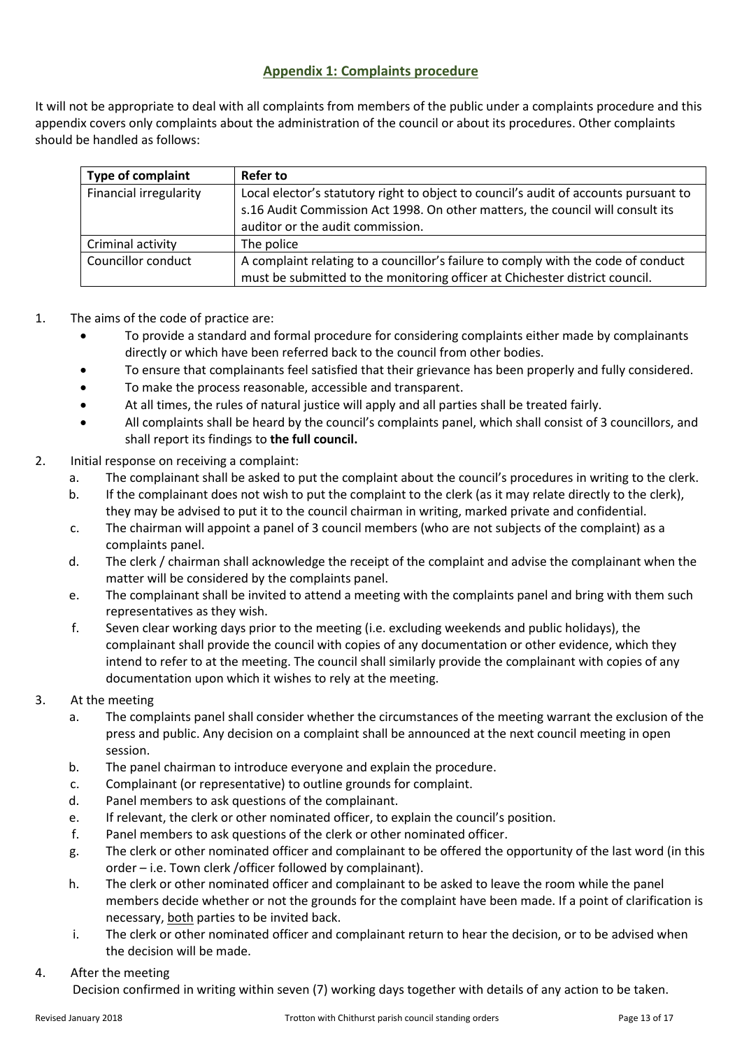## Appendix 1: Complaints procedure

It will not be appropriate to deal with all complaints from members of the public under a complaints procedure and this appendix covers only complaints about the administration of the council or about its procedures. Other complaints should be handled as follows:

| Type of complaint | Refer to |
|---|---|
| Financial irregularity | Local elector's statutory right to object to council's audit of accounts pursuant to s.16 Audit Commission Act 1998. On other matters, the council will consult its auditor or the audit commission. |
| Criminal activity | The police |
| Councillor conduct | A complaint relating to a councillor's failure to comply with the code of conduct must be submitted to the monitoring officer at Chichester district council. |

1. The aims of the code of practice are:
   - To provide a standard and formal procedure for considering complaints either made by complainants directly or which have been referred back to the council from other bodies.
   - To ensure that complainants feel satisfied that their grievance has been properly and fully considered.
   - To make the process reasonable, accessible and transparent.
   - At all times, the rules of natural justice will apply and all parties shall be treated fairly.
   - All complaints shall be heard by the council's complaints panel, which shall consist of 3 councillors, and shall report its findings to **the full council.**
2. Initial response on receiving a complaint:
   a. The complainant shall be asked to put the complaint about the council's procedures in writing to the clerk.
   b. If the complainant does not wish to put the complaint to the clerk (as it may relate directly to the clerk), they may be advised to put it to the council chairman in writing, marked private and confidential.
   c. The chairman will appoint a panel of 3 council members (who are not subjects of the complaint) as a complaints panel.
   d. The clerk / chairman shall acknowledge the receipt of the complaint and advise the complainant when the matter will be considered by the complaints panel.
   e. The complainant shall be invited to attend a meeting with the complaints panel and bring with them such representatives as they wish.
   f. Seven clear working days prior to the meeting (i.e. excluding weekends and public holidays), the complainant shall provide the council with copies of any documentation or other evidence, which they intend to refer to at the meeting. The council shall similarly provide the complainant with copies of any documentation upon which it wishes to rely at the meeting.
3. At the meeting
   a. The complaints panel shall consider whether the circumstances of the meeting warrant the exclusion of the press and public. Any decision on a complaint shall be announced at the next council meeting in open session.
   b. The panel chairman to introduce everyone and explain the procedure.
   c. Complainant (or representative) to outline grounds for complaint.
   d. Panel members to ask questions of the complainant.
   e. If relevant, the clerk or other nominated officer, to explain the council's position.
   f. Panel members to ask questions of the clerk or other nominated officer.
   g. The clerk or other nominated officer and complainant to be offered the opportunity of the last word (in this order – i.e. Town clerk /officer followed by complainant).
   h. The clerk or other nominated officer and complainant to be asked to leave the room while the panel members decide whether or not the grounds for the complaint have been made. If a point of clarification is necessary, <u>both</u> parties to be invited back.
   i. The clerk or other nominated officer and complainant return to hear the decision, or to be advised when the decision will be made.
4. After the meeting

   Decision confirmed in writing within seven (7) working days together with details of any action to be taken.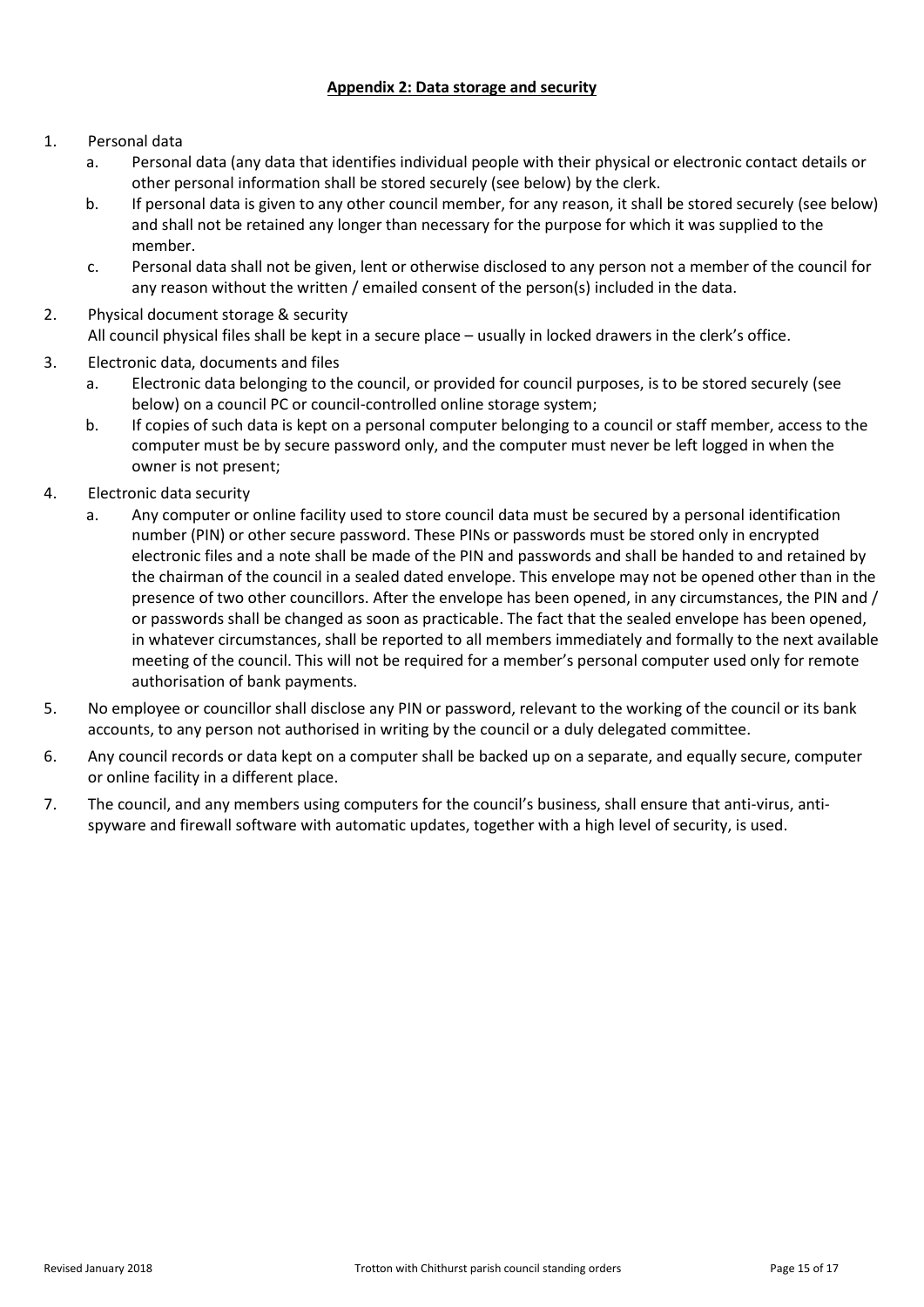## Appendix 2: Data storage and security

1. Personal data
   a. Personal data (any data that identifies individual people with their physical or electronic contact details or other personal information shall be stored securely (see below) by the clerk.
   b. If personal data is given to any other council member, for any reason, it shall be stored securely (see below) and shall not be retained any longer than necessary for the purpose for which it was supplied to the member.
   c. Personal data shall not be given, lent or otherwise disclosed to any person not a member of the council for any reason without the written / emailed consent of the person(s) included in the data.
2. Physical document storage & security
   All council physical files shall be kept in a secure place – usually in locked drawers in the clerk's office.
3. Electronic data, documents and files
   a. Electronic data belonging to the council, or provided for council purposes, is to be stored securely (see below) on a council PC or council-controlled online storage system;
   b. If copies of such data is kept on a personal computer belonging to a council or staff member, access to the computer must be by secure password only, and the computer must never be left logged in when the owner is not present;
4. Electronic data security
   a. Any computer or online facility used to store council data must be secured by a personal identification number (PIN) or other secure password. These PINs or passwords must be stored only in encrypted electronic files and a note shall be made of the PIN and passwords and shall be handed to and retained by the chairman of the council in a sealed dated envelope. This envelope may not be opened other than in the presence of two other councillors. After the envelope has been opened, in any circumstances, the PIN and / or passwords shall be changed as soon as practicable. The fact that the sealed envelope has been opened, in whatever circumstances, shall be reported to all members immediately and formally to the next available meeting of the council. This will not be required for a member's personal computer used only for remote authorisation of bank payments.
5. No employee or councillor shall disclose any PIN or password, relevant to the working of the council or its bank accounts, to any person not authorised in writing by the council or a duly delegated committee.
6. Any council records or data kept on a computer shall be backed up on a separate, and equally secure, computer or online facility in a different place.
7. The council, and any members using computers for the council's business, shall ensure that anti-virus, anti-spyware and firewall software with automatic updates, together with a high level of security, is used.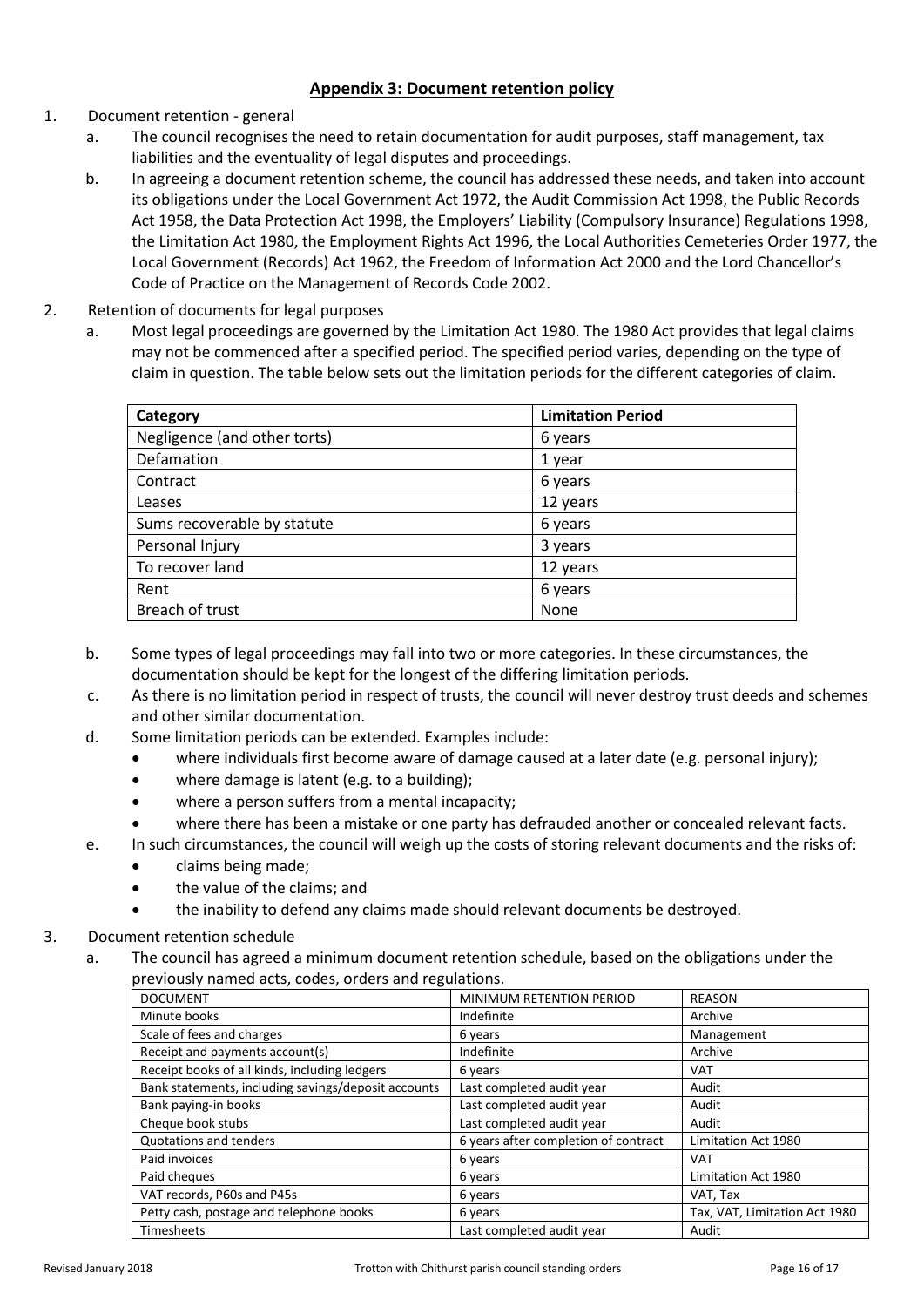## Appendix 3: Document retention policy

1. Document retention - general
    a. The council recognises the need to retain documentation for audit purposes, staff management, tax liabilities and the eventuality of legal disputes and proceedings.
    b. In agreeing a document retention scheme, the council has addressed these needs, and taken into account its obligations under the Local Government Act 1972, the Audit Commission Act 1998, the Public Records Act 1958, the Data Protection Act 1998, the Employers' Liability (Compulsory Insurance) Regulations 1998, the Limitation Act 1980, the Employment Rights Act 1996, the Local Authorities Cemeteries Order 1977, the Local Government (Records) Act 1962, the Freedom of Information Act 2000 and the Lord Chancellor's Code of Practice on the Management of Records Code 2002.
2. Retention of documents for legal purposes
    a. Most legal proceedings are governed by the Limitation Act 1980. The 1980 Act provides that legal claims may not be commenced after a specified period. The specified period varies, depending on the type of claim in question. The table below sets out the limitation periods for the different categories of claim.

| Category | Limitation Period |
|---|---|
| Negligence (and other torts) | 6 years |
| Defamation | 1 year |
| Contract | 6 years |
| Leases | 12 years |
| Sums recoverable by statute | 6 years |
| Personal Injury | 3 years |
| To recover land | 12 years |
| Rent | 6 years |
| Breach of trust | None |

    b. Some types of legal proceedings may fall into two or more categories. In these circumstances, the documentation should be kept for the longest of the differing limitation periods.
    c. As there is no limitation period in respect of trusts, the council will never destroy trust deeds and schemes and other similar documentation.
    d. Some limitation periods can be extended. Examples include:
        - where individuals first become aware of damage caused at a later date (e.g. personal injury);
        - where damage is latent (e.g. to a building);
        - where a person suffers from a mental incapacity;
        - where there has been a mistake or one party has defrauded another or concealed relevant facts.
    e. In such circumstances, the council will weigh up the costs of storing relevant documents and the risks of:
        - claims being made;
        - the value of the claims; and
        - the inability to defend any claims made should relevant documents be destroyed.
3. Document retention schedule
    a. The council has agreed a minimum document retention schedule, based on the obligations under the previously named acts, codes, orders and regulations.

| DOCUMENT | MINIMUM RETENTION PERIOD | REASON |
|---|---|---|
| Minute books | Indefinite | Archive |
| Scale of fees and charges | 6 years | Management |
| Receipt and payments account(s) | Indefinite | Archive |
| Receipt books of all kinds, including ledgers | 6 years | VAT |
| Bank statements, including savings/deposit accounts | Last completed audit year | Audit |
| Bank paying-in books | Last completed audit year | Audit |
| Cheque book stubs | Last completed audit year | Audit |
| Quotations and tenders | 6 years after completion of contract | Limitation Act 1980 |
| Paid invoices | 6 years | VAT |
| Paid cheques | 6 years | Limitation Act 1980 |
| VAT records, P60s and P45s | 6 years | VAT, Tax |
| Petty cash, postage and telephone books | 6 years | Tax, VAT, Limitation Act 1980 |
| Timesheets | Last completed audit year | Audit |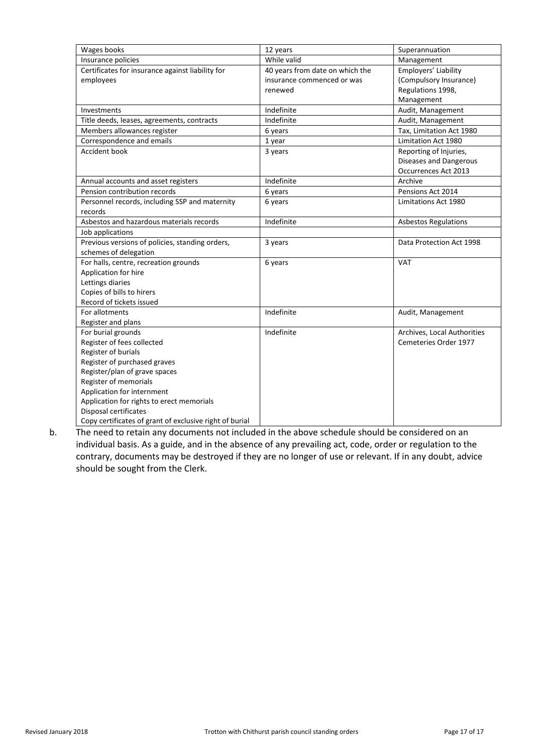| | | |
|---|---|---|
| Wages books | 12 years | Superannuation |
| Insurance policies | While valid | Management |
| Certificates for insurance against liability for employees | 40 years from date on which the insurance commenced or was renewed | Employers' Liability (Compulsory Insurance) Regulations 1998, Management |
| Investments | Indefinite | Audit, Management |
| Title deeds, leases, agreements, contracts | Indefinite | Audit, Management |
| Members allowances register | 6 years | Tax, Limitation Act 1980 |
| Correspondence and emails | 1 year | Limitation Act 1980 |
| Accident book | 3 years | Reporting of Injuries, Diseases and Dangerous Occurrences Act 2013 |
| Annual accounts and asset registers | Indefinite | Archive |
| Pension contribution records | 6 years | Pensions Act 2014 |
| Personnel records, including SSP and maternity records | 6 years | Limitations Act 1980 |
| Asbestos and hazardous materials records | Indefinite | Asbestos Regulations |
| Job applications | | |
| Previous versions of policies, standing orders, schemes of delegation | 3 years | Data Protection Act 1998 |
| For halls, centre, recreation grounds<br>Application for hire<br>Lettings diaries<br>Copies of bills to hirers<br>Record of tickets issued | 6 years | VAT |
| For allotments<br>Register and plans | Indefinite | Audit, Management |
| For burial grounds<br>Register of fees collected<br>Register of burials<br>Register of purchased graves<br>Register/plan of grave spaces<br>Register of memorials<br>Application for internment<br>Application for rights to erect memorials<br>Disposal certificates<br>Copy certificates of grant of exclusive right of burial | Indefinite | Archives, Local Authorities Cemeteries Order 1977 |

b. The need to retain any documents not included in the above schedule should be considered on an individual basis. As a guide, and in the absence of any prevailing act, code, order or regulation to the contrary, documents may be destroyed if they are no longer of use or relevant. If in any doubt, advice should be sought from the Clerk.